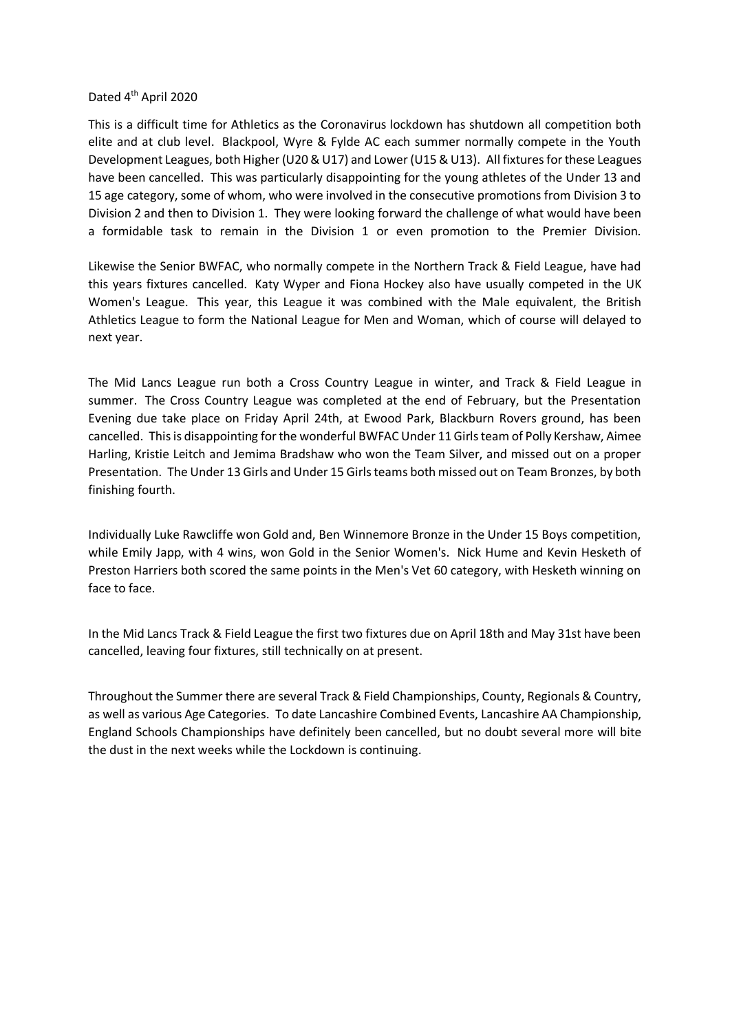Dated 4th April 2020

This is a difficult time for Athletics as the Coronavirus lockdown has shutdown all competition both elite and at club level. Blackpool, Wyre & Fylde AC each summer normally compete in the Youth Development Leagues, both Higher (U20 & U17) and Lower (U15 & U13). All fixtures for these Leagues have been cancelled. This was particularly disappointing for the young athletes of the Under 13 and 15 age category, some of whom, who were involved in the consecutive promotions from Division 3 to Division 2 and then to Division 1. They were looking forward the challenge of what would have been a formidable task to remain in the Division 1 or even promotion to the Premier Division.

Likewise the Senior BWFAC, who normally compete in the Northern Track & Field League, have had this years fixtures cancelled. Katy Wyper and Fiona Hockey also have usually competed in the UK Women's League. This year, this League it was combined with the Male equivalent, the British Athletics League to form the National League for Men and Woman, which of course will delayed to next year.

The Mid Lancs League run both a Cross Country League in winter, and Track & Field League in summer. The Cross Country League was completed at the end of February, but the Presentation Evening due take place on Friday April 24th, at Ewood Park, Blackburn Rovers ground, has been cancelled. This is disappointing for the wonderful BWFAC Under 11 Girls team of Polly Kershaw, Aimee Harling, Kristie Leitch and Jemima Bradshaw who won the Team Silver, and missed out on a proper Presentation. The Under 13 Girls and Under 15 Girls teams both missed out on Team Bronzes, by both finishing fourth.

Individually Luke Rawcliffe won Gold and, Ben Winnemore Bronze in the Under 15 Boys competition, while Emily Japp, with 4 wins, won Gold in the Senior Women's. Nick Hume and Kevin Hesketh of Preston Harriers both scored the same points in the Men's Vet 60 category, with Hesketh winning on face to face.

In the Mid Lancs Track & Field League the first two fixtures due on April 18th and May 31st have been cancelled, leaving four fixtures, still technically on at present.

Throughout the Summer there are several Track & Field Championships, County, Regionals & Country, as well as various Age Categories. To date Lancashire Combined Events, Lancashire AA Championship, England Schools Championships have definitely been cancelled, but no doubt several more will bite the dust in the next weeks while the Lockdown is continuing.